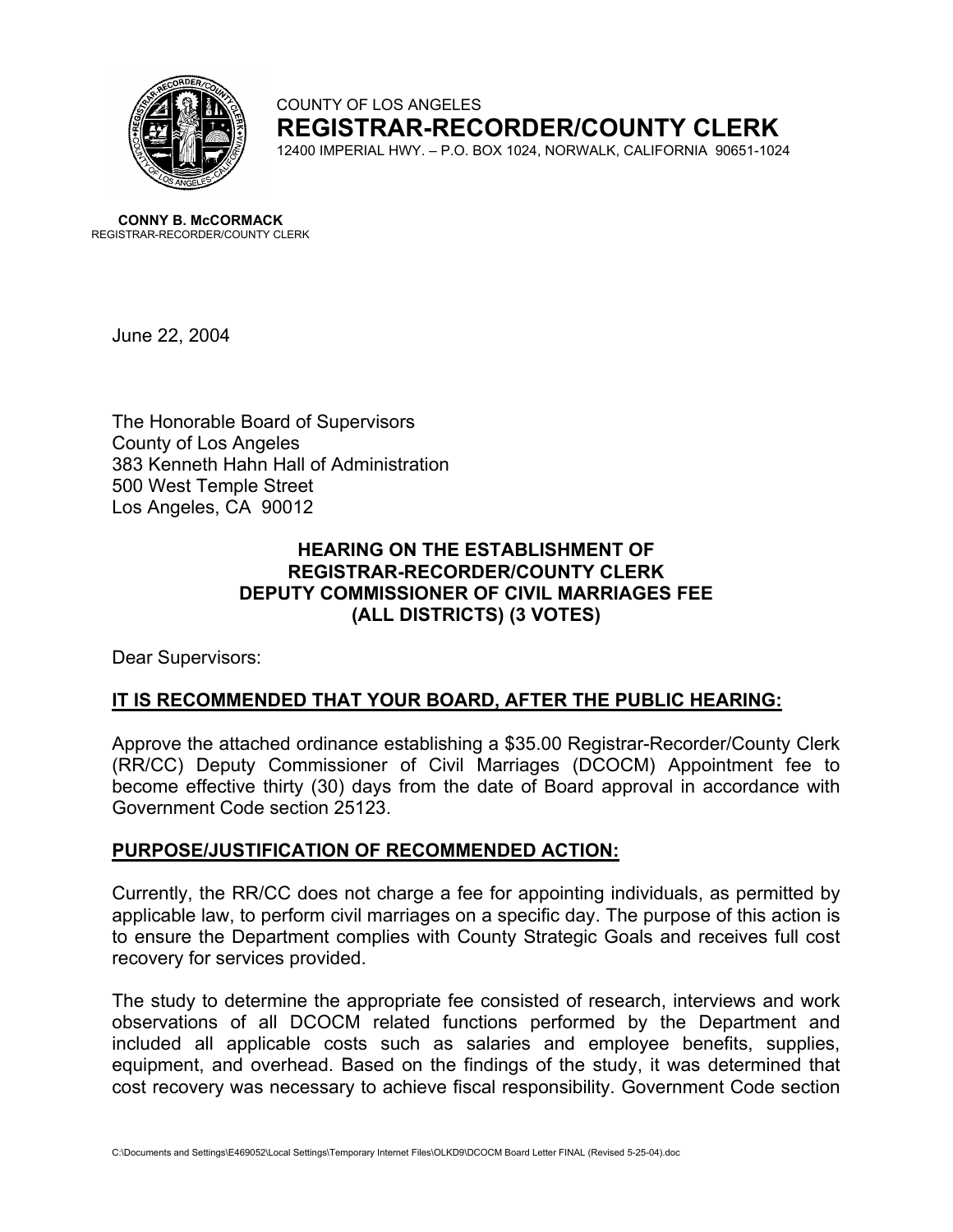COUNTY OF LOS ANGELES

**REGISTRAR-RECORDER/COUNTY CLERK**

12400 IMPERIAL HWY. – P.O. BOX 1024, NORWALK, CALIFORNIA 90651-1024

**CONNY B. McCORMACK**
REGISTRAR-RECORDER/COUNTY CLERK

June 22, 2004

The Honorable Board of Supervisors
County of Los Angeles
383 Kenneth Hahn Hall of Administration
500 West Temple Street
Los Angeles, CA 90012

**HEARING ON THE ESTABLISHMENT OF REGISTRAR-RECORDER/COUNTY CLERK DEPUTY COMMISSIONER OF CIVIL MARRIAGES FEE (ALL DISTRICTS) (3 VOTES)**

Dear Supervisors:

## IT IS RECOMMENDED THAT YOUR BOARD, AFTER THE PUBLIC HEARING:

Approve the attached ordinance establishing a $35.00 Registrar-Recorder/County Clerk (RR/CC) Deputy Commissioner of Civil Marriages (DCOCM) Appointment fee to become effective thirty (30) days from the date of Board approval in accordance with Government Code section 25123.

## PURPOSE/JUSTIFICATION OF RECOMMENDED ACTION:

Currently, the RR/CC does not charge a fee for appointing individuals, as permitted by applicable law, to perform civil marriages on a specific day. The purpose of this action is to ensure the Department complies with County Strategic Goals and receives full cost recovery for services provided.

The study to determine the appropriate fee consisted of research, interviews and work observations of all DCOCM related functions performed by the Department and included all applicable costs such as salaries and employee benefits, supplies, equipment, and overhead. Based on the findings of the study, it was determined that cost recovery was necessary to achieve fiscal responsibility. Government Code section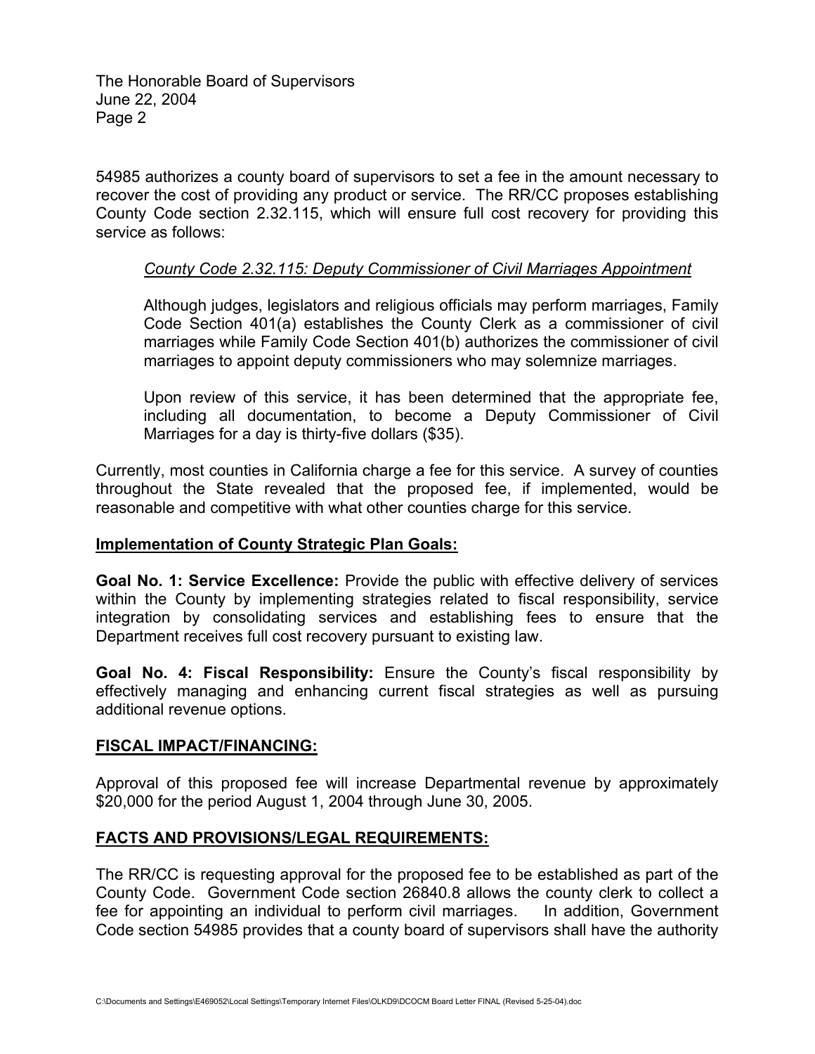54985 authorizes a county board of supervisors to set a fee in the amount necessary to recover the cost of providing any product or service. The RR/CC proposes establishing County Code section 2.32.115, which will ensure full cost recovery for providing this service as follows:

> *County Code 2.32.115: Deputy Commissioner of Civil Marriages Appointment*
>
> Although judges, legislators and religious officials may perform marriages, Family Code Section 401(a) establishes the County Clerk as a commissioner of civil marriages while Family Code Section 401(b) authorizes the commissioner of civil marriages to appoint deputy commissioners who may solemnize marriages.
>
> Upon review of this service, it has been determined that the appropriate fee, including all documentation, to become a Deputy Commissioner of Civil Marriages for a day is thirty-five dollars ($35).

Currently, most counties in California charge a fee for this service. A survey of counties throughout the State revealed that the proposed fee, if implemented, would be reasonable and competitive with what other counties charge for this service.

## Implementation of County Strategic Plan Goals:

**Goal No. 1: Service Excellence:** Provide the public with effective delivery of services within the County by implementing strategies related to fiscal responsibility, service integration by consolidating services and establishing fees to ensure that the Department receives full cost recovery pursuant to existing law.

**Goal No. 4: Fiscal Responsibility:** Ensure the County's fiscal responsibility by effectively managing and enhancing current fiscal strategies as well as pursuing additional revenue options.

## FISCAL IMPACT/FINANCING:

Approval of this proposed fee will increase Departmental revenue by approximately $20,000 for the period August 1, 2004 through June 30, 2005.

## FACTS AND PROVISIONS/LEGAL REQUIREMENTS:

The RR/CC is requesting approval for the proposed fee to be established as part of the County Code. Government Code section 26840.8 allows the county clerk to collect a fee for appointing an individual to perform civil marriages. In addition, Government Code section 54985 provides that a county board of supervisors shall have the authority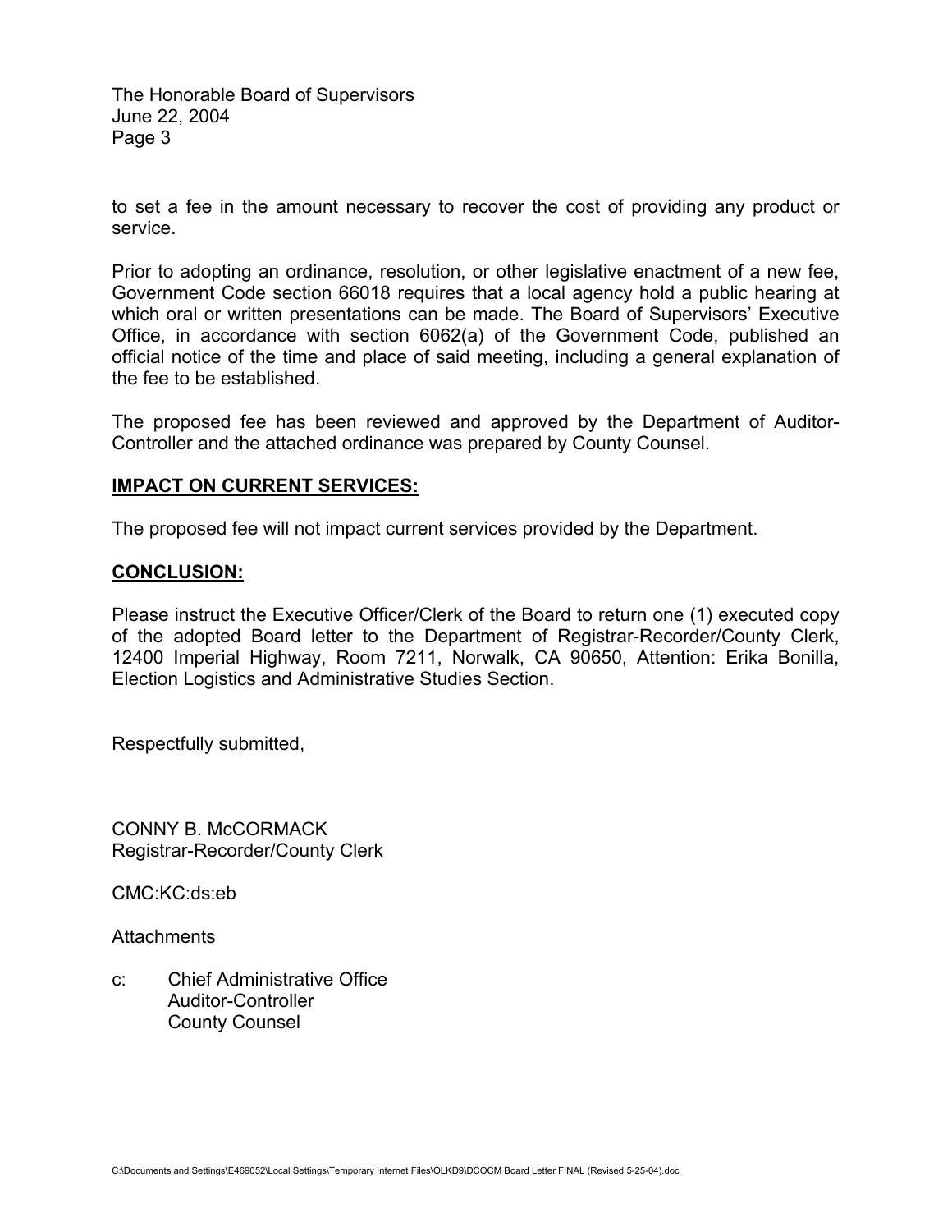to set a fee in the amount necessary to recover the cost of providing any product or service.

Prior to adopting an ordinance, resolution, or other legislative enactment of a new fee, Government Code section 66018 requires that a local agency hold a public hearing at which oral or written presentations can be made. The Board of Supervisors' Executive Office, in accordance with section 6062(a) of the Government Code, published an official notice of the time and place of said meeting, including a general explanation of the fee to be established.

The proposed fee has been reviewed and approved by the Department of Auditor-Controller and the attached ordinance was prepared by County Counsel.

## IMPACT ON CURRENT SERVICES:

The proposed fee will not impact current services provided by the Department.

## CONCLUSION:

Please instruct the Executive Officer/Clerk of the Board to return one (1) executed copy of the adopted Board letter to the Department of Registrar-Recorder/County Clerk, 12400 Imperial Highway, Room 7211, Norwalk, CA 90650, Attention: Erika Bonilla, Election Logistics and Administrative Studies Section.

Respectfully submitted,

CONNY B. McCORMACK
Registrar-Recorder/County Clerk

CMC:KC:ds:eb

Attachments

c: Chief Administrative Office
Auditor-Controller
County Counsel

C:\Documents and Settings\E469052\Local Settings\Temporary Internet Files\OLKD9\DCOCM Board Letter FINAL (Revised 5-25-04).doc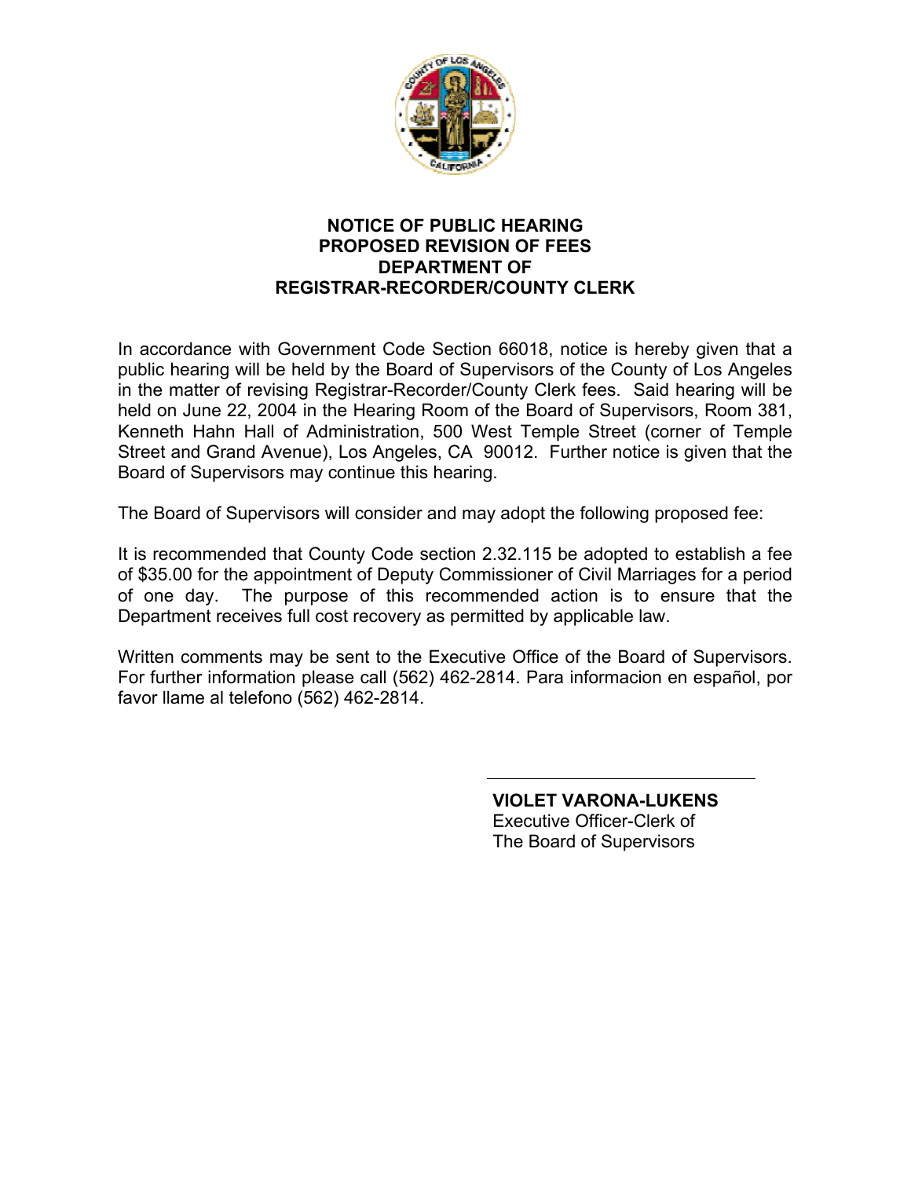**NOTICE OF PUBLIC HEARING**
**PROPOSED REVISION OF FEES**
**DEPARTMENT OF**
**REGISTRAR-RECORDER/COUNTY CLERK**

In accordance with Government Code Section 66018, notice is hereby given that a public hearing will be held by the Board of Supervisors of the County of Los Angeles in the matter of revising Registrar-Recorder/County Clerk fees. Said hearing will be held on June 22, 2004 in the Hearing Room of the Board of Supervisors, Room 381, Kenneth Hahn Hall of Administration, 500 West Temple Street (corner of Temple Street and Grand Avenue), Los Angeles, CA 90012. Further notice is given that the Board of Supervisors may continue this hearing.

The Board of Supervisors will consider and may adopt the following proposed fee:

It is recommended that County Code section 2.32.115 be adopted to establish a fee of $35.00 for the appointment of Deputy Commissioner of Civil Marriages for a period of one day. The purpose of this recommended action is to ensure that the Department receives full cost recovery as permitted by applicable law.

Written comments may be sent to the Executive Office of the Board of Supervisors. For further information please call (562) 462-2814. Para informacion en español, por favor llame al telefono (562) 462-2814.

**VIOLET VARONA-LUKENS**
Executive Officer-Clerk of
The Board of Supervisors